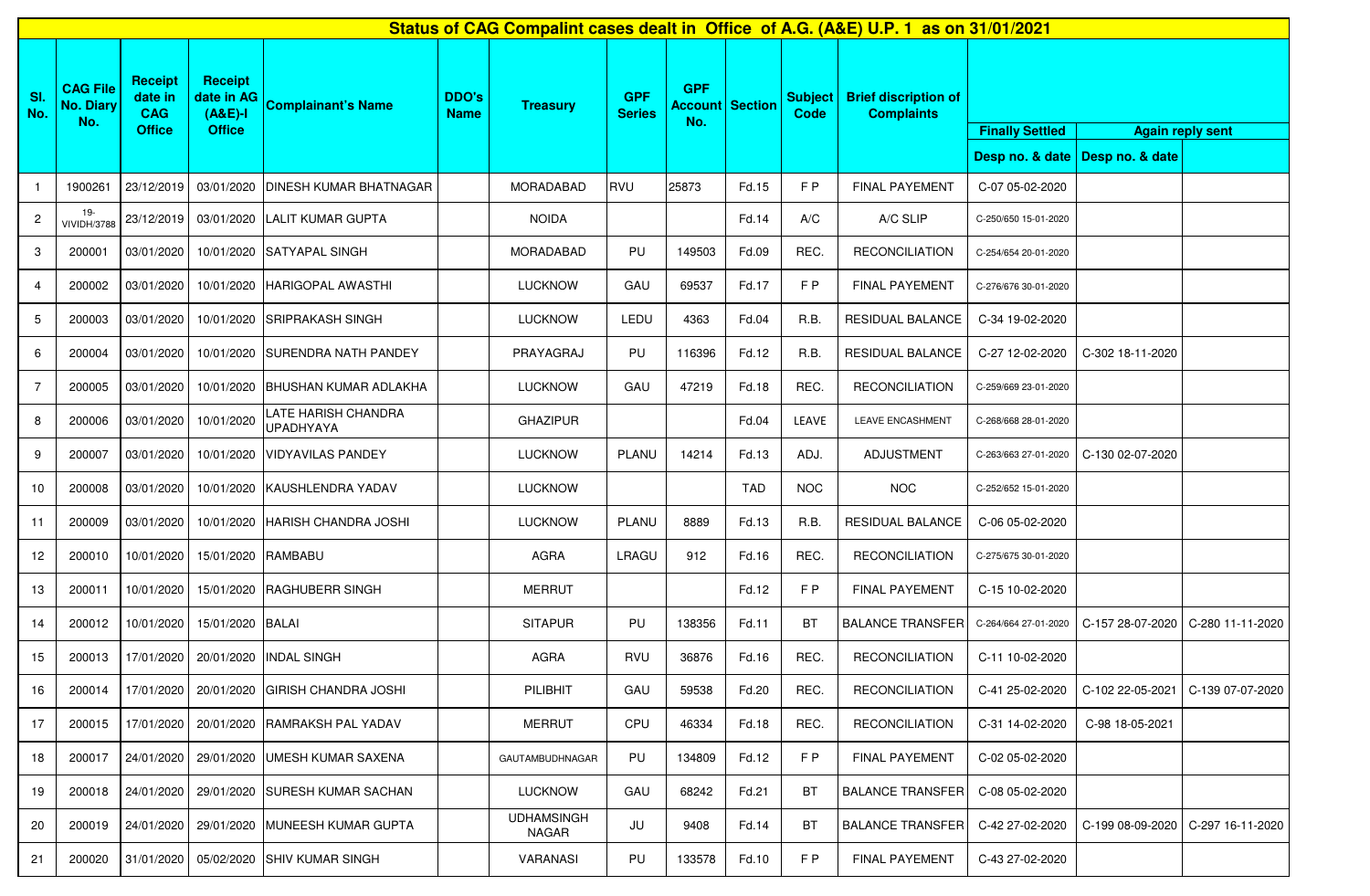# Status of CAG Compalint cases dealt in Office of A.G. (A&E) U.P. 1 as on 31/01/2021

| Sl. No. | CAG File No. Diary No. | Receipt date in CAG Office | Receipt date in AG (A&E)-I Office | Complainant's Name | DDO's Name | Treasury | GPF Series | GPF Account No. | Section | Subject Code | Brief discription of Complaints | Finally Settled | Again reply sent | |
|---|---|---|---|---|---|---|---|---|---|---|---|---|---|---|
| | | | | | | | | | | | | Desp no. & date | Desp no. & date | |
| 1 | 1900261 | 23/12/2019 | 03/01/2020 | DINESH KUMAR BHATNAGAR | | MORADABAD | RVU | 25873 | Fd.15 | F P | FINAL PAYEMENT | C-07 05-02-2020 | | |
| 2 | 19-VIVIDH/3788 | 23/12/2019 | 03/01/2020 | LALIT KUMAR GUPTA | | NOIDA | | | Fd.14 | A/C | A/C SLIP | C-250/650 15-01-2020 | | |
| 3 | 200001 | 03/01/2020 | 10/01/2020 | SATYAPAL SINGH | | MORADABAD | PU | 149503 | Fd.09 | REC. | RECONCILIATION | C-254/654 20-01-2020 | | |
| 4 | 200002 | 03/01/2020 | 10/01/2020 | HARIGOPAL AWASTHI | | LUCKNOW | GAU | 69537 | Fd.17 | F P | FINAL PAYEMENT | C-276/676 30-01-2020 | | |
| 5 | 200003 | 03/01/2020 | 10/01/2020 | SRIPRAKASH SINGH | | LUCKNOW | LEDU | 4363 | Fd.04 | R.B. | RESIDUAL BALANCE | C-34 19-02-2020 | | |
| 6 | 200004 | 03/01/2020 | 10/01/2020 | SURENDRA NATH PANDEY | | PRAYAGRAJ | PU | 116396 | Fd.12 | R.B. | RESIDUAL BALANCE | C-27 12-02-2020 | C-302 18-11-2020 | |
| 7 | 200005 | 03/01/2020 | 10/01/2020 | BHUSHAN KUMAR ADLAKHA | | LUCKNOW | GAU | 47219 | Fd.18 | REC. | RECONCILIATION | C-259/669 23-01-2020 | | |
| 8 | 200006 | 03/01/2020 | 10/01/2020 | LATE HARISH CHANDRA UPADHYAYA | | GHAZIPUR | | | Fd.04 | LEAVE | LEAVE ENCASHMENT | C-268/668 28-01-2020 | | |
| 9 | 200007 | 03/01/2020 | 10/01/2020 | VIDYAVILAS PANDEY | | LUCKNOW | PLANU | 14214 | Fd.13 | ADJ. | ADJUSTMENT | C-263/663 27-01-2020 | C-130 02-07-2020 | |
| 10 | 200008 | 03/01/2020 | 10/01/2020 | KAUSHLENDRA YADAV | | LUCKNOW | | | TAD | NOC | NOC | C-252/652 15-01-2020 | | |
| 11 | 200009 | 03/01/2020 | 10/01/2020 | HARISH CHANDRA JOSHI | | LUCKNOW | PLANU | 8889 | Fd.13 | R.B. | RESIDUAL BALANCE | C-06 05-02-2020 | | |
| 12 | 200010 | 10/01/2020 | 15/01/2020 | RAMBABU | | AGRA | LRAGU | 912 | Fd.16 | REC. | RECONCILIATION | C-275/675 30-01-2020 | | |
| 13 | 200011 | 10/01/2020 | 15/01/2020 | RAGHUBERR SINGH | | MERRUT | | | Fd.12 | F P | FINAL PAYEMENT | C-15 10-02-2020 | | |
| 14 | 200012 | 10/01/2020 | 15/01/2020 | BALAI | | SITAPUR | PU | 138356 | Fd.11 | BT | BALANCE TRANSFER | C-264/664 27-01-2020 | C-157 28-07-2020 | C-280 11-11-2020 |
| 15 | 200013 | 17/01/2020 | 20/01/2020 | INDAL SINGH | | AGRA | RVU | 36876 | Fd.16 | REC. | RECONCILIATION | C-11 10-02-2020 | | |
| 16 | 200014 | 17/01/2020 | 20/01/2020 | GIRISH CHANDRA JOSHI | | PILIBHIT | GAU | 59538 | Fd.20 | REC. | RECONCILIATION | C-41 25-02-2020 | C-102 22-05-2021 | C-139 07-07-2020 |
| 17 | 200015 | 17/01/2020 | 20/01/2020 | RAMRAKSH PAL YADAV | | MERRUT | CPU | 46334 | Fd.18 | REC. | RECONCILIATION | C-31 14-02-2020 | C-98 18-05-2021 | |
| 18 | 200017 | 24/01/2020 | 29/01/2020 | UMESH KUMAR SAXENA | | GAUTAMBUDHNAGAR | PU | 134809 | Fd.12 | F P | FINAL PAYEMENT | C-02 05-02-2020 | | |
| 19 | 200018 | 24/01/2020 | 29/01/2020 | SURESH KUMAR SACHAN | | LUCKNOW | GAU | 68242 | Fd.21 | BT | BALANCE TRANSFER | C-08 05-02-2020 | | |
| 20 | 200019 | 24/01/2020 | 29/01/2020 | MUNEESH KUMAR GUPTA | | UDHAMSINGH NAGAR | JU | 9408 | Fd.14 | BT | BALANCE TRANSFER | C-42 27-02-2020 | C-199 08-09-2020 | C-297 16-11-2020 |
| 21 | 200020 | 31/01/2020 | 05/02/2020 | SHIV KUMAR SINGH | | VARANASI | PU | 133578 | Fd.10 | F P | FINAL PAYEMENT | C-43 27-02-2020 | | |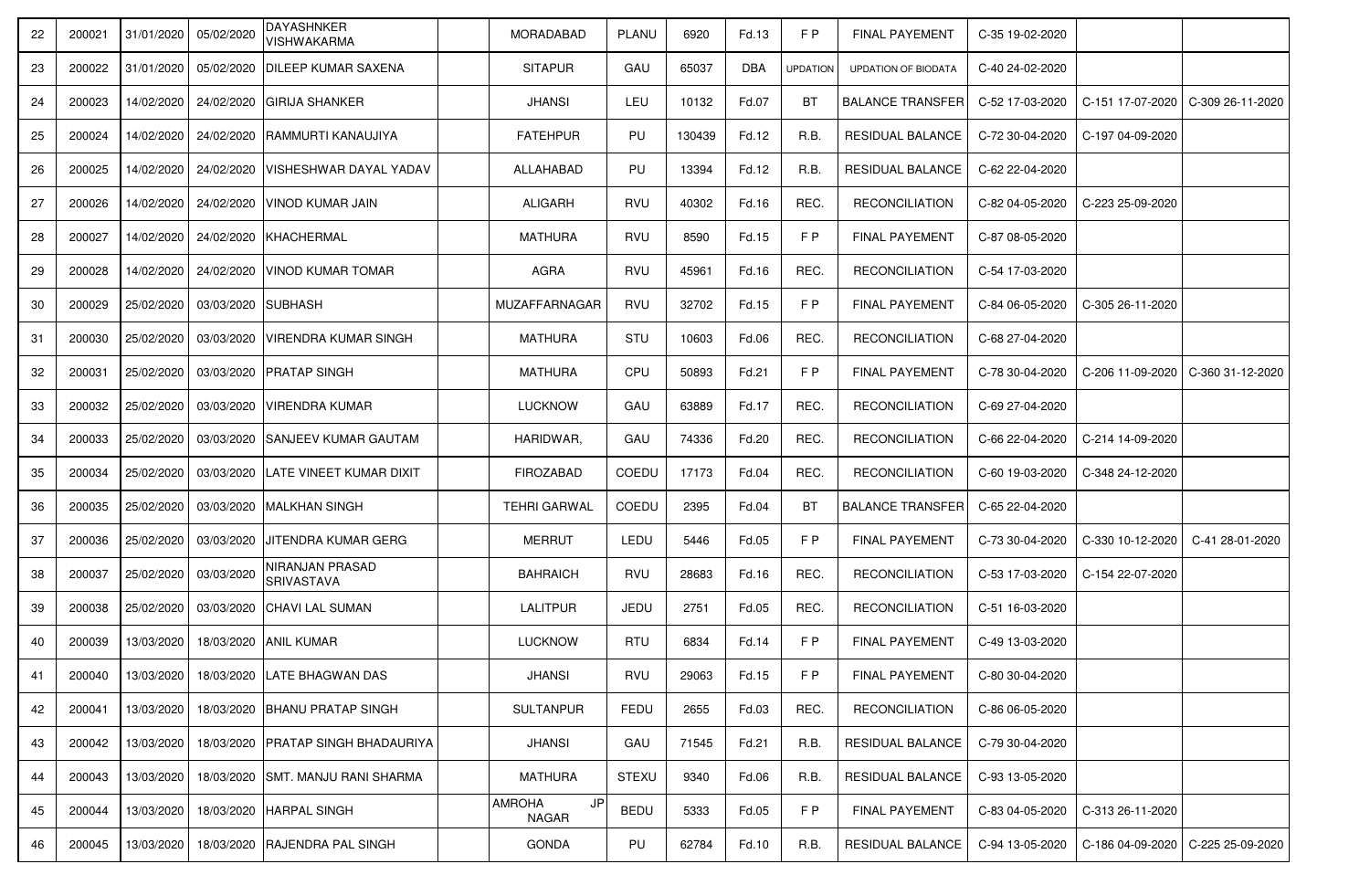| | | | | | | | | | | | | | | | |
|---|---|---|---|---|---|---|---|---|---|---|---|---|---|---|---|
| 22 | 200021 | 31/01/2020 | 05/02/2020 | DAYASHNKER VISHWAKARMA | | MORADABAD | PLANU | 6920 | Fd.13 | F P | FINAL PAYEMENT | C-35 19-02-2020 | | |
| 23 | 200022 | 31/01/2020 | 05/02/2020 | DILEEP KUMAR SAXENA | | SITAPUR | GAU | 65037 | DBA | UPDATION | UPDATION OF BIODATA | C-40 24-02-2020 | | |
| 24 | 200023 | 14/02/2020 | 24/02/2020 | GIRIJA SHANKER | | JHANSI | LEU | 10132 | Fd.07 | BT | BALANCE TRANSFER | C-52 17-03-2020 | C-151 17-07-2020 | C-309 26-11-2020 |
| 25 | 200024 | 14/02/2020 | 24/02/2020 | RAMMURTI KANAUJIYA | | FATEHPUR | PU | 130439 | Fd.12 | R.B. | RESIDUAL BALANCE | C-72 30-04-2020 | C-197 04-09-2020 | |
| 26 | 200025 | 14/02/2020 | 24/02/2020 | VISHESHWAR DAYAL YADAV | | ALLAHABAD | PU | 13394 | Fd.12 | R.B. | RESIDUAL BALANCE | C-62 22-04-2020 | | |
| 27 | 200026 | 14/02/2020 | 24/02/2020 | VINOD KUMAR JAIN | | ALIGARH | RVU | 40302 | Fd.16 | REC. | RECONCILIATION | C-82 04-05-2020 | C-223 25-09-2020 | |
| 28 | 200027 | 14/02/2020 | 24/02/2020 | KHACHERMAL | | MATHURA | RVU | 8590 | Fd.15 | F P | FINAL PAYEMENT | C-87 08-05-2020 | | |
| 29 | 200028 | 14/02/2020 | 24/02/2020 | VINOD KUMAR TOMAR | | AGRA | RVU | 45961 | Fd.16 | REC. | RECONCILIATION | C-54 17-03-2020 | | |
| 30 | 200029 | 25/02/2020 | 03/03/2020 | SUBHASH | | MUZAFFARNAGAR | RVU | 32702 | Fd.15 | F P | FINAL PAYEMENT | C-84 06-05-2020 | C-305 26-11-2020 | |
| 31 | 200030 | 25/02/2020 | 03/03/2020 | VIRENDRA KUMAR SINGH | | MATHURA | STU | 10603 | Fd.06 | REC. | RECONCILIATION | C-68 27-04-2020 | | |
| 32 | 200031 | 25/02/2020 | 03/03/2020 | PRATAP SINGH | | MATHURA | CPU | 50893 | Fd.21 | F P | FINAL PAYEMENT | C-78 30-04-2020 | C-206 11-09-2020 | C-360 31-12-2020 |
| 33 | 200032 | 25/02/2020 | 03/03/2020 | VIRENDRA KUMAR | | LUCKNOW | GAU | 63889 | Fd.17 | REC. | RECONCILIATION | C-69 27-04-2020 | | |
| 34 | 200033 | 25/02/2020 | 03/03/2020 | SANJEEV KUMAR GAUTAM | | HARIDWAR, | GAU | 74336 | Fd.20 | REC. | RECONCILIATION | C-66 22-04-2020 | C-214 14-09-2020 | |
| 35 | 200034 | 25/02/2020 | 03/03/2020 | LATE VINEET KUMAR DIXIT | | FIROZABAD | COEDU | 17173 | Fd.04 | REC. | RECONCILIATION | C-60 19-03-2020 | C-348 24-12-2020 | |
| 36 | 200035 | 25/02/2020 | 03/03/2020 | MALKHAN SINGH | | TEHRI GARWAL | COEDU | 2395 | Fd.04 | BT | BALANCE TRANSFER | C-65 22-04-2020 | | |
| 37 | 200036 | 25/02/2020 | 03/03/2020 | JITENDRA KUMAR GERG | | MERRUT | LEDU | 5446 | Fd.05 | F P | FINAL PAYEMENT | C-73 30-04-2020 | C-330 10-12-2020 | C-41 28-01-2020 |
| 38 | 200037 | 25/02/2020 | 03/03/2020 | NIRANJAN PRASAD SRIVASTAVA | | BAHRAICH | RVU | 28683 | Fd.16 | REC. | RECONCILIATION | C-53 17-03-2020 | C-154 22-07-2020 | |
| 39 | 200038 | 25/02/2020 | 03/03/2020 | CHAVI LAL SUMAN | | LALITPUR | JEDU | 2751 | Fd.05 | REC. | RECONCILIATION | C-51 16-03-2020 | | |
| 40 | 200039 | 13/03/2020 | 18/03/2020 | ANIL KUMAR | | LUCKNOW | RTU | 6834 | Fd.14 | F P | FINAL PAYEMENT | C-49 13-03-2020 | | |
| 41 | 200040 | 13/03/2020 | 18/03/2020 | LATE BHAGWAN DAS | | JHANSI | RVU | 29063 | Fd.15 | F P | FINAL PAYEMENT | C-80 30-04-2020 | | |
| 42 | 200041 | 13/03/2020 | 18/03/2020 | BHANU PRATAP SINGH | | SULTANPUR | FEDU | 2655 | Fd.03 | REC. | RECONCILIATION | C-86 06-05-2020 | | |
| 43 | 200042 | 13/03/2020 | 18/03/2020 | PRATAP SINGH BHADAURIYA | | JHANSI | GAU | 71545 | Fd.21 | R.B. | RESIDUAL BALANCE | C-79 30-04-2020 | | |
| 44 | 200043 | 13/03/2020 | 18/03/2020 | SMT. MANJU RANI SHARMA | | MATHURA | STEXU | 9340 | Fd.06 | R.B. | RESIDUAL BALANCE | C-93 13-05-2020 | | |
| 45 | 200044 | 13/03/2020 | 18/03/2020 | HARPAL SINGH | | AMROHA JP NAGAR | BEDU | 5333 | Fd.05 | F P | FINAL PAYEMENT | C-83 04-05-2020 | C-313 26-11-2020 | |
| 46 | 200045 | 13/03/2020 | 18/03/2020 | RAJENDRA PAL SINGH | | GONDA | PU | 62784 | Fd.10 | R.B. | RESIDUAL BALANCE | C-94 13-05-2020 | C-186 04-09-2020 | C-225 25-09-2020 |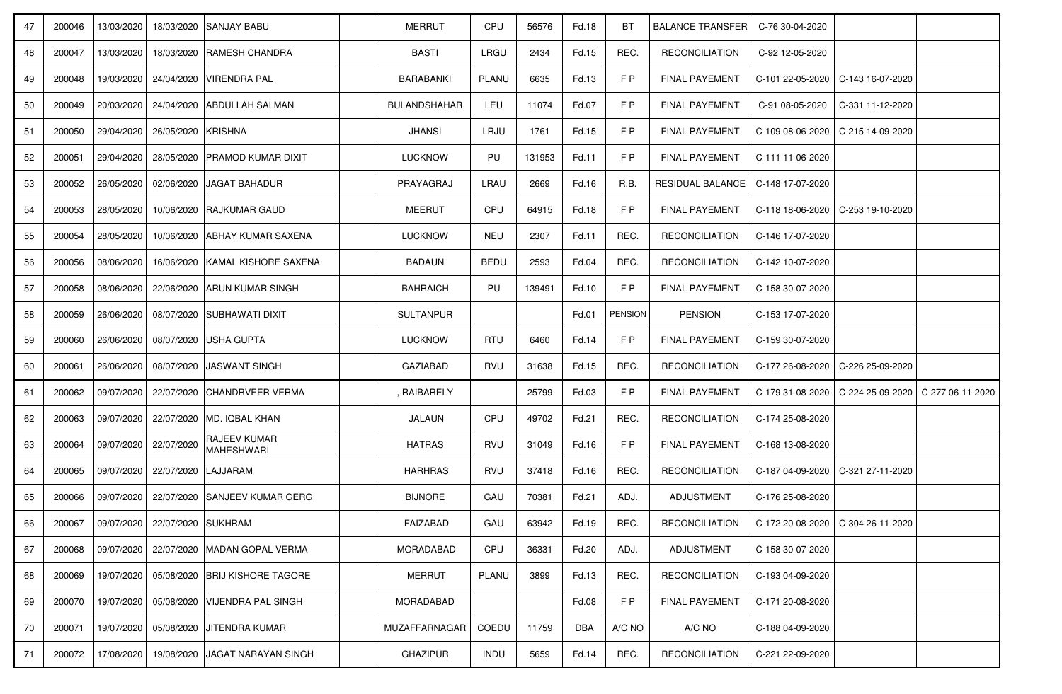| | | | | | | | | | | | | | | |
|---|---|---|---|---|---|---|---|---|---|---|---|---|---|---|
| 47 | 200046 | 13/03/2020 | 18/03/2020 | SANJAY BABU | | MERRUT | CPU | 56576 | Fd.18 | BT | BALANCE TRANSFER | C-76 30-04-2020 | | |
| 48 | 200047 | 13/03/2020 | 18/03/2020 | RAMESH CHANDRA | | BASTI | LRGU | 2434 | Fd.15 | REC. | RECONCILIATION | C-92 12-05-2020 | | |
| 49 | 200048 | 19/03/2020 | 24/04/2020 | VIRENDRA PAL | | BARABANKI | PLANU | 6635 | Fd.13 | F P | FINAL PAYEMENT | C-101 22-05-2020 | C-143 16-07-2020 | |
| 50 | 200049 | 20/03/2020 | 24/04/2020 | ABDULLAH SALMAN | | BULANDSHAHAR | LEU | 11074 | Fd.07 | F P | FINAL PAYEMENT | C-91 08-05-2020 | C-331 11-12-2020 | |
| 51 | 200050 | 29/04/2020 | 26/05/2020 | KRISHNA | | JHANSI | LRJU | 1761 | Fd.15 | F P | FINAL PAYEMENT | C-109 08-06-2020 | C-215 14-09-2020 | |
| 52 | 200051 | 29/04/2020 | 28/05/2020 | PRAMOD KUMAR DIXIT | | LUCKNOW | PU | 131953 | Fd.11 | F P | FINAL PAYEMENT | C-111 11-06-2020 | | |
| 53 | 200052 | 26/05/2020 | 02/06/2020 | JAGAT BAHADUR | | PRAYAGRAJ | LRAU | 2669 | Fd.16 | R.B. | RESIDUAL BALANCE | C-148 17-07-2020 | | |
| 54 | 200053 | 28/05/2020 | 10/06/2020 | RAJKUMAR GAUD | | MEERUT | CPU | 64915 | Fd.18 | F P | FINAL PAYEMENT | C-118 18-06-2020 | C-253 19-10-2020 | |
| 55 | 200054 | 28/05/2020 | 10/06/2020 | ABHAY KUMAR SAXENA | | LUCKNOW | NEU | 2307 | Fd.11 | REC. | RECONCILIATION | C-146 17-07-2020 | | |
| 56 | 200056 | 08/06/2020 | 16/06/2020 | KAMAL KISHORE SAXENA | | BADAUN | BEDU | 2593 | Fd.04 | REC. | RECONCILIATION | C-142 10-07-2020 | | |
| 57 | 200058 | 08/06/2020 | 22/06/2020 | ARUN KUMAR SINGH | | BAHRAICH | PU | 139491 | Fd.10 | F P | FINAL PAYEMENT | C-158 30-07-2020 | | |
| 58 | 200059 | 26/06/2020 | 08/07/2020 | SUBHAWATI DIXIT | | SULTANPUR | | | Fd.01 | PENSION | PENSION | C-153 17-07-2020 | | |
| 59 | 200060 | 26/06/2020 | 08/07/2020 | USHA GUPTA | | LUCKNOW | RTU | 6460 | Fd.14 | F P | FINAL PAYEMENT | C-159 30-07-2020 | | |
| 60 | 200061 | 26/06/2020 | 08/07/2020 | JASWANT SINGH | | GAZIABAD | RVU | 31638 | Fd.15 | REC. | RECONCILIATION | C-177 26-08-2020 | C-226 25-09-2020 | |
| 61 | 200062 | 09/07/2020 | 22/07/2020 | CHANDRVEER VERMA | | , RAIBARELY | | 25799 | Fd.03 | F P | FINAL PAYEMENT | C-179 31-08-2020 | C-224 25-09-2020 | C-277 06-11-2020 |
| 62 | 200063 | 09/07/2020 | 22/07/2020 | MD. IQBAL KHAN | | JALAUN | CPU | 49702 | Fd.21 | REC. | RECONCILIATION | C-174 25-08-2020 | | |
| 63 | 200064 | 09/07/2020 | 22/07/2020 | RAJEEV KUMAR MAHESHWARI | | HATRAS | RVU | 31049 | Fd.16 | F P | FINAL PAYEMENT | C-168 13-08-2020 | | |
| 64 | 200065 | 09/07/2020 | 22/07/2020 | LAJJARAM | | HARHRAS | RVU | 37418 | Fd.16 | REC. | RECONCILIATION | C-187 04-09-2020 | C-321 27-11-2020 | |
| 65 | 200066 | 09/07/2020 | 22/07/2020 | SANJEEV KUMAR GERG | | BIJNORE | GAU | 70381 | Fd.21 | ADJ. | ADJUSTMENT | C-176 25-08-2020 | | |
| 66 | 200067 | 09/07/2020 | 22/07/2020 | SUKHRAM | | FAIZABAD | GAU | 63942 | Fd.19 | REC. | RECONCILIATION | C-172 20-08-2020 | C-304 26-11-2020 | |
| 67 | 200068 | 09/07/2020 | 22/07/2020 | MADAN GOPAL VERMA | | MORADABAD | CPU | 36331 | Fd.20 | ADJ. | ADJUSTMENT | C-158 30-07-2020 | | |
| 68 | 200069 | 19/07/2020 | 05/08/2020 | BRIJ KISHORE TAGORE | | MERRUT | PLANU | 3899 | Fd.13 | REC. | RECONCILIATION | C-193 04-09-2020 | | |
| 69 | 200070 | 19/07/2020 | 05/08/2020 | VIJENDRA PAL SINGH | | MORADABAD | | | Fd.08 | F P | FINAL PAYEMENT | C-171 20-08-2020 | | |
| 70 | 200071 | 19/07/2020 | 05/08/2020 | JITENDRA KUMAR | | MUZAFFARNAGAR | COEDU | 11759 | DBA | A/C NO | A/C NO | C-188 04-09-2020 | | |
| 71 | 200072 | 17/08/2020 | 19/08/2020 | JAGAT NARAYAN SINGH | | GHAZIPUR | INDU | 5659 | Fd.14 | REC. | RECONCILIATION | C-221 22-09-2020 | | |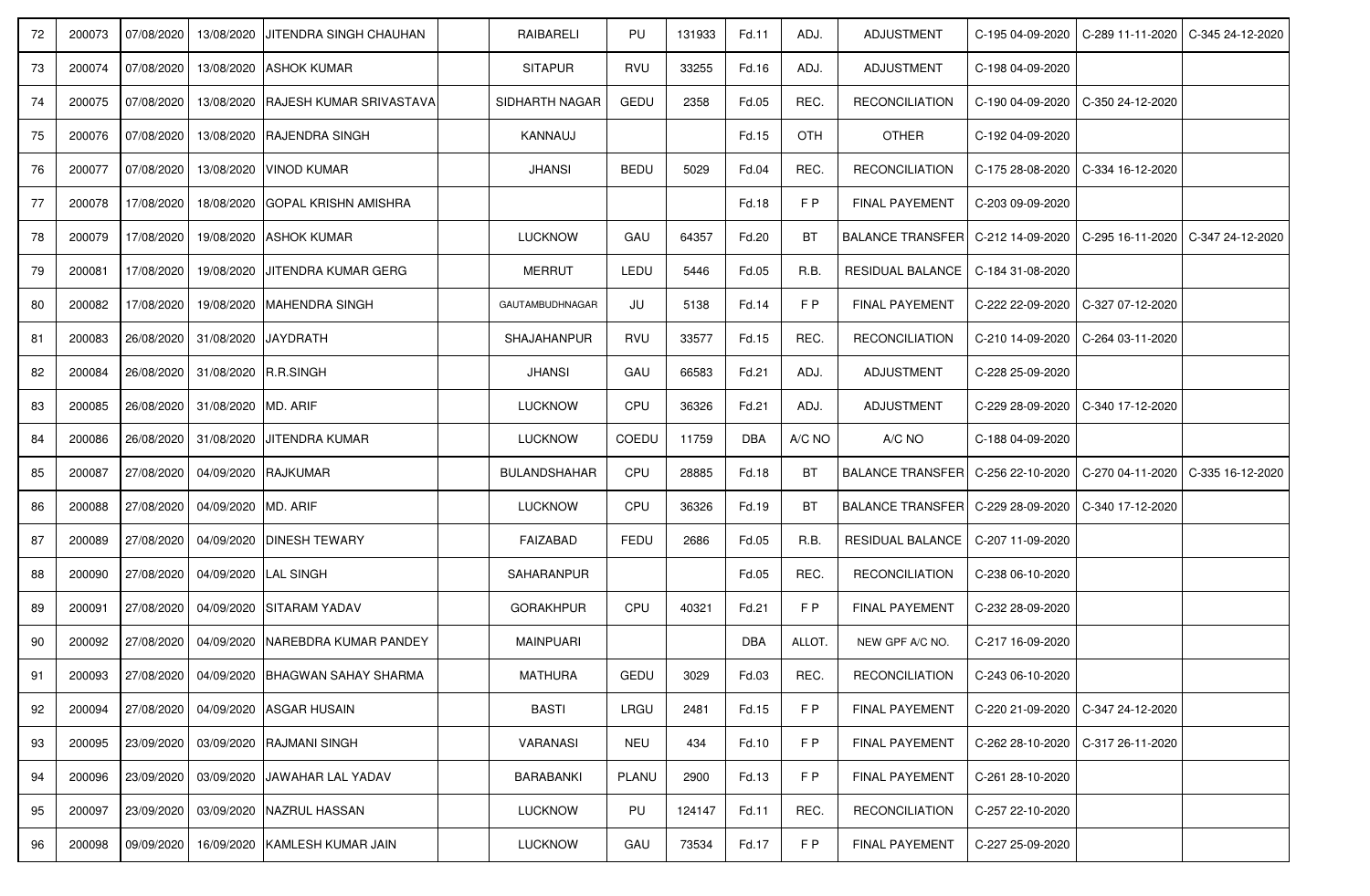| | | | | | | | | | | | | | | |
|---|---|---|---|---|---|---|---|---|---|---|---|---|---|---|
| 72 | 200073 | 07/08/2020 | 13/08/2020 | JITENDRA SINGH CHAUHAN | | RAIBARELI | PU | 131933 | Fd.11 | ADJ. | ADJUSTMENT | C-195 04-09-2020 | C-289 11-11-2020 | C-345 24-12-2020 |
| 73 | 200074 | 07/08/2020 | 13/08/2020 | ASHOK KUMAR | | SITAPUR | RVU | 33255 | Fd.16 | ADJ. | ADJUSTMENT | C-198 04-09-2020 | | |
| 74 | 200075 | 07/08/2020 | 13/08/2020 | RAJESH KUMAR SRIVASTAVA | | SIDHARTH NAGAR | GEDU | 2358 | Fd.05 | REC. | RECONCILIATION | C-190 04-09-2020 | C-350 24-12-2020 | |
| 75 | 200076 | 07/08/2020 | 13/08/2020 | RAJENDRA SINGH | | KANNAUJ | | | Fd.15 | OTH | OTHER | C-192 04-09-2020 | | |
| 76 | 200077 | 07/08/2020 | 13/08/2020 | VINOD KUMAR | | JHANSI | BEDU | 5029 | Fd.04 | REC. | RECONCILIATION | C-175 28-08-2020 | C-334 16-12-2020 | |
| 77 | 200078 | 17/08/2020 | 18/08/2020 | GOPAL KRISHN AMISHRA | | | | | Fd.18 | F P | FINAL PAYEMENT | C-203 09-09-2020 | | |
| 78 | 200079 | 17/08/2020 | 19/08/2020 | ASHOK KUMAR | | LUCKNOW | GAU | 64357 | Fd.20 | BT | BALANCE TRANSFER | C-212 14-09-2020 | C-295 16-11-2020 | C-347 24-12-2020 |
| 79 | 200081 | 17/08/2020 | 19/08/2020 | JITENDRA KUMAR GERG | | MERRUT | LEDU | 5446 | Fd.05 | R.B. | RESIDUAL BALANCE | C-184 31-08-2020 | | |
| 80 | 200082 | 17/08/2020 | 19/08/2020 | MAHENDRA SINGH | | GAUTAMBUDHNAGAR | JU | 5138 | Fd.14 | F P | FINAL PAYEMENT | C-222 22-09-2020 | C-327 07-12-2020 | |
| 81 | 200083 | 26/08/2020 | 31/08/2020 | JAYDRATH | | SHAJAHANPUR | RVU | 33577 | Fd.15 | REC. | RECONCILIATION | C-210 14-09-2020 | C-264 03-11-2020 | |
| 82 | 200084 | 26/08/2020 | 31/08/2020 | R.R.SINGH | | JHANSI | GAU | 66583 | Fd.21 | ADJ. | ADJUSTMENT | C-228 25-09-2020 | | |
| 83 | 200085 | 26/08/2020 | 31/08/2020 | MD. ARIF | | LUCKNOW | CPU | 36326 | Fd.21 | ADJ. | ADJUSTMENT | C-229 28-09-2020 | C-340 17-12-2020 | |
| 84 | 200086 | 26/08/2020 | 31/08/2020 | JITENDRA KUMAR | | LUCKNOW | COEDU | 11759 | DBA | A/C NO | A/C NO | C-188 04-09-2020 | | |
| 85 | 200087 | 27/08/2020 | 04/09/2020 | RAJKUMAR | | BULANDSHAHAR | CPU | 28885 | Fd.18 | BT | BALANCE TRANSFER | C-256 22-10-2020 | C-270 04-11-2020 | C-335 16-12-2020 |
| 86 | 200088 | 27/08/2020 | 04/09/2020 | MD. ARIF | | LUCKNOW | CPU | 36326 | Fd.19 | BT | BALANCE TRANSFER | C-229 28-09-2020 | C-340 17-12-2020 | |
| 87 | 200089 | 27/08/2020 | 04/09/2020 | DINESH TEWARY | | FAIZABAD | FEDU | 2686 | Fd.05 | R.B. | RESIDUAL BALANCE | C-207 11-09-2020 | | |
| 88 | 200090 | 27/08/2020 | 04/09/2020 | LAL SINGH | | SAHARANPUR | | | Fd.05 | REC. | RECONCILIATION | C-238 06-10-2020 | | |
| 89 | 200091 | 27/08/2020 | 04/09/2020 | SITARAM YADAV | | GORAKHPUR | CPU | 40321 | Fd.21 | F P | FINAL PAYEMENT | C-232 28-09-2020 | | |
| 90 | 200092 | 27/08/2020 | 04/09/2020 | NAREBDRA KUMAR PANDEY | | MAINPUARI | | | DBA | ALLOT. | NEW GPF A/C NO. | C-217 16-09-2020 | | |
| 91 | 200093 | 27/08/2020 | 04/09/2020 | BHAGWAN SAHAY SHARMA | | MATHURA | GEDU | 3029 | Fd.03 | REC. | RECONCILIATION | C-243 06-10-2020 | | |
| 92 | 200094 | 27/08/2020 | 04/09/2020 | ASGAR HUSAIN | | BASTI | LRGU | 2481 | Fd.15 | F P | FINAL PAYEMENT | C-220 21-09-2020 | C-347 24-12-2020 | |
| 93 | 200095 | 23/09/2020 | 03/09/2020 | RAJMANI SINGH | | VARANASI | NEU | 434 | Fd.10 | F P | FINAL PAYEMENT | C-262 28-10-2020 | C-317 26-11-2020 | |
| 94 | 200096 | 23/09/2020 | 03/09/2020 | JAWAHAR LAL YADAV | | BARABANKI | PLANU | 2900 | Fd.13 | F P | FINAL PAYEMENT | C-261 28-10-2020 | | |
| 95 | 200097 | 23/09/2020 | 03/09/2020 | NAZRUL HASSAN | | LUCKNOW | PU | 124147 | Fd.11 | REC. | RECONCILIATION | C-257 22-10-2020 | | |
| 96 | 200098 | 09/09/2020 | 16/09/2020 | KAMLESH KUMAR JAIN | | LUCKNOW | GAU | 73534 | Fd.17 | F P | FINAL PAYEMENT | C-227 25-09-2020 | | |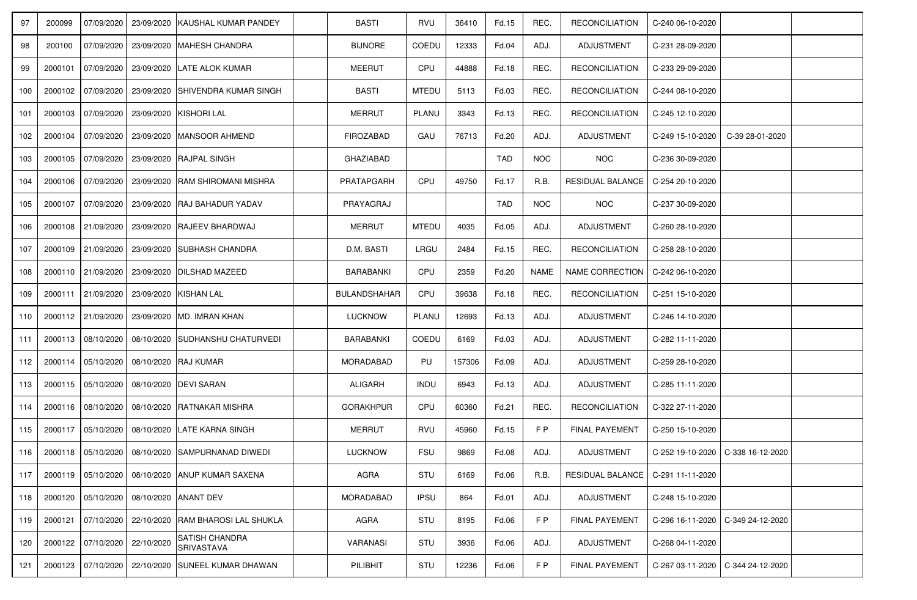| | | | | | | | | | | | | | | |
|---|---|---|---|---|---|---|---|---|---|---|---|---|---|---|
| 97 | 200099 | 07/09/2020 | 23/09/2020 | KAUSHAL KUMAR PANDEY | | BASTI | RVU | 36410 | Fd.15 | REC. | RECONCILIATION | C-240 06-10-2020 | | |
| 98 | 200100 | 07/09/2020 | 23/09/2020 | MAHESH CHANDRA | | BIJNORE | COEDU | 12333 | Fd.04 | ADJ. | ADJUSTMENT | C-231 28-09-2020 | | |
| 99 | 2000101 | 07/09/2020 | 23/09/2020 | LATE ALOK KUMAR | | MEERUT | CPU | 44888 | Fd.18 | REC. | RECONCILIATION | C-233 29-09-2020 | | |
| 100 | 2000102 | 07/09/2020 | 23/09/2020 | SHIVENDRA KUMAR SINGH | | BASTI | MTEDU | 5113 | Fd.03 | REC. | RECONCILIATION | C-244 08-10-2020 | | |
| 101 | 2000103 | 07/09/2020 | 23/09/2020 | KISHORI LAL | | MERRUT | PLANU | 3343 | Fd.13 | REC. | RECONCILIATION | C-245 12-10-2020 | | |
| 102 | 2000104 | 07/09/2020 | 23/09/2020 | MANSOOR AHMEND | | FIROZABAD | GAU | 76713 | Fd.20 | ADJ. | ADJUSTMENT | C-249 15-10-2020 | C-39 28-01-2020 | |
| 103 | 2000105 | 07/09/2020 | 23/09/2020 | RAJPAL SINGH | | GHAZIABAD | | | TAD | NOC | NOC | C-236 30-09-2020 | | |
| 104 | 2000106 | 07/09/2020 | 23/09/2020 | RAM SHIROMANI MISHRA | | PRATAPGARH | CPU | 49750 | Fd.17 | R.B. | RESIDUAL BALANCE | C-254 20-10-2020 | | |
| 105 | 2000107 | 07/09/2020 | 23/09/2020 | RAJ BAHADUR YADAV | | PRAYAGRAJ | | | TAD | NOC | NOC | C-237 30-09-2020 | | |
| 106 | 2000108 | 21/09/2020 | 23/09/2020 | RAJEEV BHARDWAJ | | MERRUT | MTEDU | 4035 | Fd.05 | ADJ. | ADJUSTMENT | C-260 28-10-2020 | | |
| 107 | 2000109 | 21/09/2020 | 23/09/2020 | SUBHASH CHANDRA | | D.M. BASTI | LRGU | 2484 | Fd.15 | REC. | RECONCILIATION | C-258 28-10-2020 | | |
| 108 | 2000110 | 21/09/2020 | 23/09/2020 | DILSHAD MAZEED | | BARABANKI | CPU | 2359 | Fd.20 | NAME | NAME CORRECTION | C-242 06-10-2020 | | |
| 109 | 2000111 | 21/09/2020 | 23/09/2020 | KISHAN LAL | | BULANDSHAHAR | CPU | 39638 | Fd.18 | REC. | RECONCILIATION | C-251 15-10-2020 | | |
| 110 | 2000112 | 21/09/2020 | 23/09/2020 | MD. IMRAN KHAN | | LUCKNOW | PLANU | 12693 | Fd.13 | ADJ. | ADJUSTMENT | C-246 14-10-2020 | | |
| 111 | 2000113 | 08/10/2020 | 08/10/2020 | SUDHANSHU CHATURVEDI | | BARABANKI | COEDU | 6169 | Fd.03 | ADJ. | ADJUSTMENT | C-282 11-11-2020 | | |
| 112 | 2000114 | 05/10/2020 | 08/10/2020 | RAJ KUMAR | | MORADABAD | PU | 157306 | Fd.09 | ADJ. | ADJUSTMENT | C-259 28-10-2020 | | |
| 113 | 2000115 | 05/10/2020 | 08/10/2020 | DEVI SARAN | | ALIGARH | INDU | 6943 | Fd.13 | ADJ. | ADJUSTMENT | C-285 11-11-2020 | | |
| 114 | 2000116 | 08/10/2020 | 08/10/2020 | RATNAKAR MISHRA | | GORAKHPUR | CPU | 60360 | Fd.21 | REC. | RECONCILIATION | C-322 27-11-2020 | | |
| 115 | 2000117 | 05/10/2020 | 08/10/2020 | LATE KARNA SINGH | | MERRUT | RVU | 45960 | Fd.15 | F P | FINAL PAYEMENT | C-250 15-10-2020 | | |
| 116 | 2000118 | 05/10/2020 | 08/10/2020 | SAMPURNANAD DIWEDI | | LUCKNOW | FSU | 9869 | Fd.08 | ADJ. | ADJUSTMENT | C-252 19-10-2020 | C-338 16-12-2020 | |
| 117 | 2000119 | 05/10/2020 | 08/10/2020 | ANUP KUMAR SAXENA | | AGRA | STU | 6169 | Fd.06 | R.B. | RESIDUAL BALANCE | C-291 11-11-2020 | | |
| 118 | 2000120 | 05/10/2020 | 08/10/2020 | ANANT DEV | | MORADABAD | IPSU | 864 | Fd.01 | ADJ. | ADJUSTMENT | C-248 15-10-2020 | | |
| 119 | 2000121 | 07/10/2020 | 22/10/2020 | RAM BHAROSI LAL SHUKLA | | AGRA | STU | 8195 | Fd.06 | F P | FINAL PAYEMENT | C-296 16-11-2020 | C-349 24-12-2020 | |
| 120 | 2000122 | 07/10/2020 | 22/10/2020 | SATISH CHANDRA SRIVASTAVA | | VARANASI | STU | 3936 | Fd.06 | ADJ. | ADJUSTMENT | C-268 04-11-2020 | | |
| 121 | 2000123 | 07/10/2020 | 22/10/2020 | SUNEEL KUMAR DHAWAN | | PILIBHIT | STU | 12236 | Fd.06 | F P | FINAL PAYEMENT | C-267 03-11-2020 | C-344 24-12-2020 | |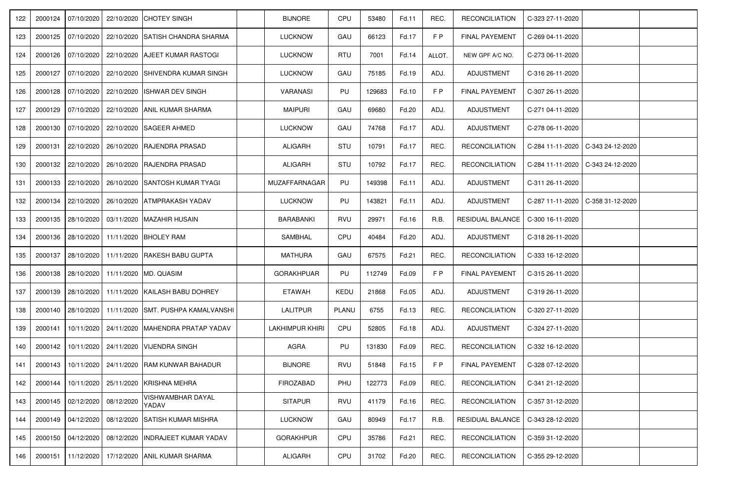| | | | | | | | | | | | | | | |
|---|---|---|---|---|---|---|---|---|---|---|---|---|---|---|
| 122 | 2000124 | 07/10/2020 | 22/10/2020 | CHOTEY SINGH | | BIJNORE | CPU | 53480 | Fd.11 | REC. | RECONCILIATION | C-323 27-11-2020 | | |
| 123 | 2000125 | 07/10/2020 | 22/10/2020 | SATISH CHANDRA SHARMA | | LUCKNOW | GAU | 66123 | Fd.17 | F P | FINAL PAYEMENT | C-269 04-11-2020 | | |
| 124 | 2000126 | 07/10/2020 | 22/10/2020 | AJEET KUMAR RASTOGI | | LUCKNOW | RTU | 7001 | Fd.14 | ALLOT. | NEW GPF A/C NO. | C-273 06-11-2020 | | |
| 125 | 2000127 | 07/10/2020 | 22/10/2020 | SHIVENDRA KUMAR SINGH | | LUCKNOW | GAU | 75185 | Fd.19 | ADJ. | ADJUSTMENT | C-316 26-11-2020 | | |
| 126 | 2000128 | 07/10/2020 | 22/10/2020 | ISHWAR DEV SINGH | | VARANASI | PU | 129683 | Fd.10 | F P | FINAL PAYEMENT | C-307 26-11-2020 | | |
| 127 | 2000129 | 07/10/2020 | 22/10/2020 | ANIL KUMAR SHARMA | | MAIPURI | GAU | 69680 | Fd.20 | ADJ. | ADJUSTMENT | C-271 04-11-2020 | | |
| 128 | 2000130 | 07/10/2020 | 22/10/2020 | SAGEER AHMED | | LUCKNOW | GAU | 74768 | Fd.17 | ADJ. | ADJUSTMENT | C-278 06-11-2020 | | |
| 129 | 2000131 | 22/10/2020 | 26/10/2020 | RAJENDRA PRASAD | | ALIGARH | STU | 10791 | Fd.17 | REC. | RECONCILIATION | C-284 11-11-2020 | C-343 24-12-2020 | |
| 130 | 2000132 | 22/10/2020 | 26/10/2020 | RAJENDRA PRASAD | | ALIGARH | STU | 10792 | Fd.17 | REC. | RECONCILIATION | C-284 11-11-2020 | C-343 24-12-2020 | |
| 131 | 2000133 | 22/10/2020 | 26/10/2020 | SANTOSH KUMAR TYAGI | | MUZAFFARNAGAR | PU | 149398 | Fd.11 | ADJ. | ADJUSTMENT | C-311 26-11-2020 | | |
| 132 | 2000134 | 22/10/2020 | 26/10/2020 | ATMPRAKASH YADAV | | LUCKNOW | PU | 143821 | Fd.11 | ADJ. | ADJUSTMENT | C-287 11-11-2020 | C-358 31-12-2020 | |
| 133 | 2000135 | 28/10/2020 | 03/11/2020 | MAZAHIR HUSAIN | | BARABANKI | RVU | 29971 | Fd.16 | R.B. | RESIDUAL BALANCE | C-300 16-11-2020 | | |
| 134 | 2000136 | 28/10/2020 | 11/11/2020 | BHOLEY RAM | | SAMBHAL | CPU | 40484 | Fd.20 | ADJ. | ADJUSTMENT | C-318 26-11-2020 | | |
| 135 | 2000137 | 28/10/2020 | 11/11/2020 | RAKESH BABU GUPTA | | MATHURA | GAU | 67575 | Fd.21 | REC. | RECONCILIATION | C-333 16-12-2020 | | |
| 136 | 2000138 | 28/10/2020 | 11/11/2020 | MD. QUASIM | | GORAKHPUAR | PU | 112749 | Fd.09 | F P | FINAL PAYEMENT | C-315 26-11-2020 | | |
| 137 | 2000139 | 28/10/2020 | 11/11/2020 | KAILASH BABU DOHREY | | ETAWAH | KEDU | 21868 | Fd.05 | ADJ. | ADJUSTMENT | C-319 26-11-2020 | | |
| 138 | 2000140 | 28/10/2020 | 11/11/2020 | SMT. PUSHPA KAMALVANSHI | | LALITPUR | PLANU | 6755 | Fd.13 | REC. | RECONCILIATION | C-320 27-11-2020 | | |
| 139 | 2000141 | 10/11/2020 | 24/11/2020 | MAHENDRA PRATAP YADAV | | LAKHIMPUR KHIRI | CPU | 52805 | Fd.18 | ADJ. | ADJUSTMENT | C-324 27-11-2020 | | |
| 140 | 2000142 | 10/11/2020 | 24/11/2020 | VIJENDRA SINGH | | AGRA | PU | 131830 | Fd.09 | REC. | RECONCILIATION | C-332 16-12-2020 | | |
| 141 | 2000143 | 10/11/2020 | 24/11/2020 | RAM KUNWAR BAHADUR | | BIJNORE | RVU | 51848 | Fd.15 | F P | FINAL PAYEMENT | C-328 07-12-2020 | | |
| 142 | 2000144 | 10/11/2020 | 25/11/2020 | KRISHNA MEHRA | | FIROZABAD | PHU | 122773 | Fd.09 | REC. | RECONCILIATION | C-341 21-12-2020 | | |
| 143 | 2000145 | 02/12/2020 | 08/12/2020 | VISHWAMBHAR DAYAL YADAV | | SITAPUR | RVU | 41179 | Fd.16 | REC. | RECONCILIATION | C-357 31-12-2020 | | |
| 144 | 2000149 | 04/12/2020 | 08/12/2020 | SATISH KUMAR MISHRA | | LUCKNOW | GAU | 80949 | Fd.17 | R.B. | RESIDUAL BALANCE | C-343 28-12-2020 | | |
| 145 | 2000150 | 04/12/2020 | 08/12/2020 | INDRAJEET KUMAR YADAV | | GORAKHPUR | CPU | 35786 | Fd.21 | REC. | RECONCILIATION | C-359 31-12-2020 | | |
| 146 | 2000151 | 11/12/2020 | 17/12/2020 | ANIL KUMAR SHARMA | | ALIGARH | CPU | 31702 | Fd.20 | REC. | RECONCILIATION | C-355 29-12-2020 | | |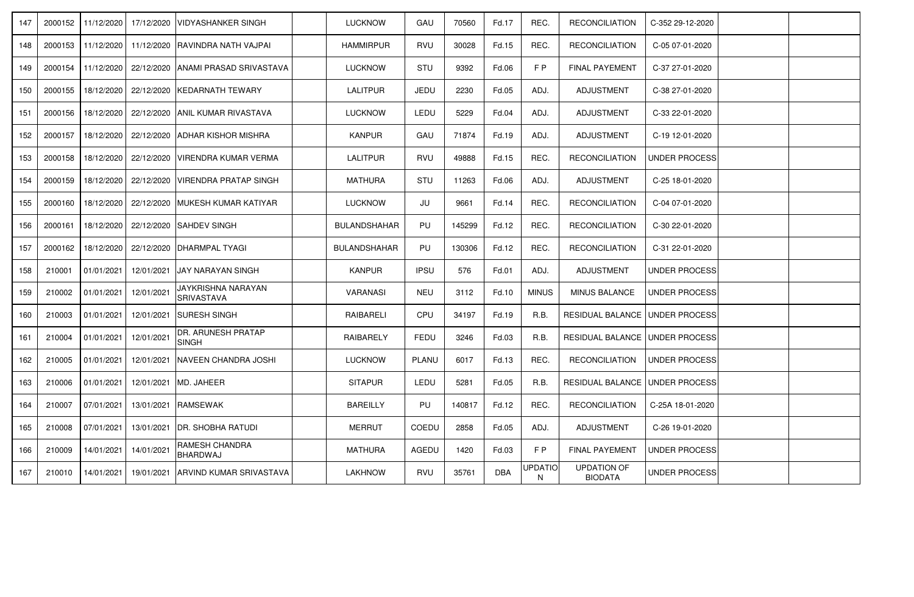| | | | | | | | | | | | | | | | |
|---|---|---|---|---|---|---|---|---|---|---|---|---|---|---|---|
| 147 | 2000152 | 11/12/2020 | 17/12/2020 | VIDYASHANKER SINGH | | LUCKNOW | GAU | 70560 | Fd.17 | REC. | RECONCILIATION | C-352 29-12-2020 | | |
| 148 | 2000153 | 11/12/2020 | 11/12/2020 | RAVINDRA NATH VAJPAI | | HAMMIRPUR | RVU | 30028 | Fd.15 | REC. | RECONCILIATION | C-05 07-01-2020 | | |
| 149 | 2000154 | 11/12/2020 | 22/12/2020 | ANAMI PRASAD SRIVASTAVA | | LUCKNOW | STU | 9392 | Fd.06 | F P | FINAL PAYEMENT | C-37 27-01-2020 | | |
| 150 | 2000155 | 18/12/2020 | 22/12/2020 | KEDARNATH TEWARY | | LALITPUR | JEDU | 2230 | Fd.05 | ADJ. | ADJUSTMENT | C-38 27-01-2020 | | |
| 151 | 2000156 | 18/12/2020 | 22/12/2020 | ANIL KUMAR RIVASTAVA | | LUCKNOW | LEDU | 5229 | Fd.04 | ADJ. | ADJUSTMENT | C-33 22-01-2020 | | |
| 152 | 2000157 | 18/12/2020 | 22/12/2020 | ADHAR KISHOR MISHRA | | KANPUR | GAU | 71874 | Fd.19 | ADJ. | ADJUSTMENT | C-19 12-01-2020 | | |
| 153 | 2000158 | 18/12/2020 | 22/12/2020 | VIRENDRA KUMAR VERMA | | LALITPUR | RVU | 49888 | Fd.15 | REC. | RECONCILIATION | UNDER PROCESS | | |
| 154 | 2000159 | 18/12/2020 | 22/12/2020 | VIRENDRA PRATAP SINGH | | MATHURA | STU | 11263 | Fd.06 | ADJ. | ADJUSTMENT | C-25 18-01-2020 | | |
| 155 | 2000160 | 18/12/2020 | 22/12/2020 | MUKESH KUMAR KATIYAR | | LUCKNOW | JU | 9661 | Fd.14 | REC. | RECONCILIATION | C-04 07-01-2020 | | |
| 156 | 2000161 | 18/12/2020 | 22/12/2020 | SAHDEV SINGH | | BULANDSHAHAR | PU | 145299 | Fd.12 | REC. | RECONCILIATION | C-30 22-01-2020 | | |
| 157 | 2000162 | 18/12/2020 | 22/12/2020 | DHARMPAL TYAGI | | BULANDSHAHAR | PU | 130306 | Fd.12 | REC. | RECONCILIATION | C-31 22-01-2020 | | |
| 158 | 210001 | 01/01/2021 | 12/01/2021 | JAY NARAYAN SINGH | | KANPUR | IPSU | 576 | Fd.01 | ADJ. | ADJUSTMENT | UNDER PROCESS | | |
| 159 | 210002 | 01/01/2021 | 12/01/2021 | JAYKRISHNA NARAYAN SRIVASTAVA | | VARANASI | NEU | 3112 | Fd.10 | MINUS | MINUS BALANCE | UNDER PROCESS | | |
| 160 | 210003 | 01/01/2021 | 12/01/2021 | SURESH SINGH | | RAIBARELI | CPU | 34197 | Fd.19 | R.B. | RESIDUAL BALANCE | UNDER PROCESS | | |
| 161 | 210004 | 01/01/2021 | 12/01/2021 | DR. ARUNESH PRATAP SINGH | | RAIBARELY | FEDU | 3246 | Fd.03 | R.B. | RESIDUAL BALANCE | UNDER PROCESS | | |
| 162 | 210005 | 01/01/2021 | 12/01/2021 | NAVEEN CHANDRA JOSHI | | LUCKNOW | PLANU | 6017 | Fd.13 | REC. | RECONCILIATION | UNDER PROCESS | | |
| 163 | 210006 | 01/01/2021 | 12/01/2021 | MD. JAHEER | | SITAPUR | LEDU | 5281 | Fd.05 | R.B. | RESIDUAL BALANCE | UNDER PROCESS | | |
| 164 | 210007 | 07/01/2021 | 13/01/2021 | RAMSEWAK | | BAREILLY | PU | 140817 | Fd.12 | REC. | RECONCILIATION | C-25A 18-01-2020 | | |
| 165 | 210008 | 07/01/2021 | 13/01/2021 | DR. SHOBHA RATUDI | | MERRUT | COEDU | 2858 | Fd.05 | ADJ. | ADJUSTMENT | C-26 19-01-2020 | | |
| 166 | 210009 | 14/01/2021 | 14/01/2021 | RAMESH CHANDRA BHARDWAJ | | MATHURA | AGEDU | 1420 | Fd.03 | F P | FINAL PAYEMENT | UNDER PROCESS | | |
| 167 | 210010 | 14/01/2021 | 19/01/2021 | ARVIND KUMAR SRIVASTAVA | | LAKHNOW | RVU | 35761 | DBA | UPDATION | UPDATION OF BIODATA | UNDER PROCESS | | |